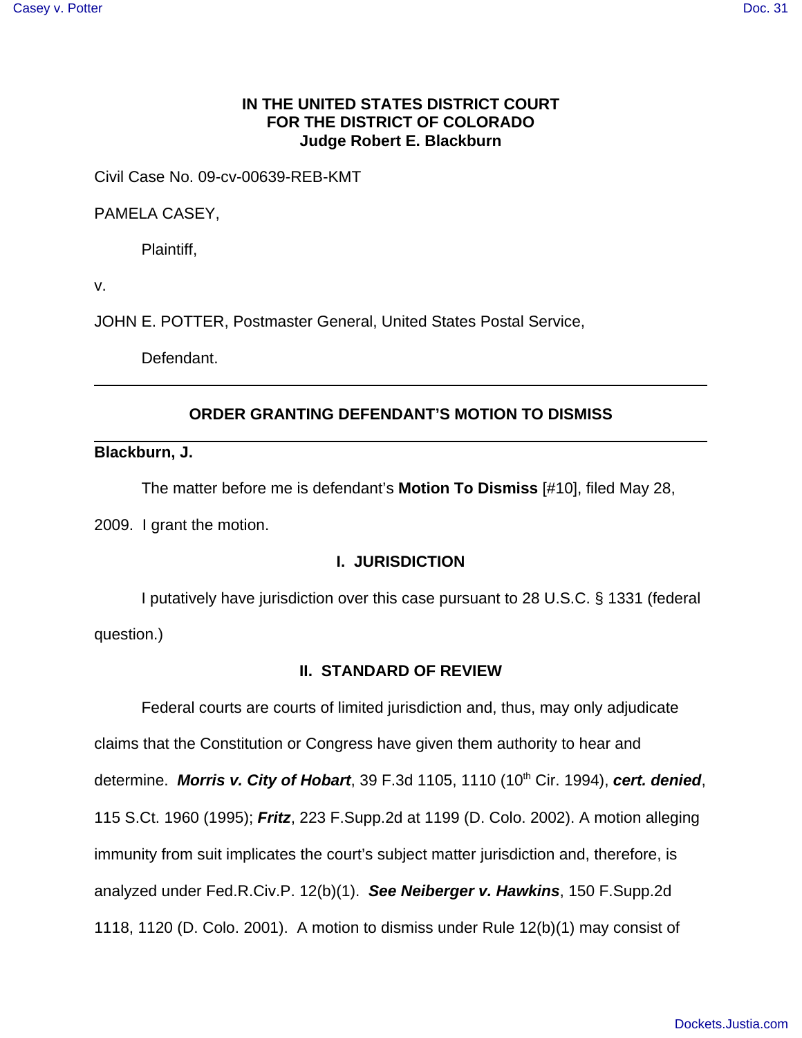**IN THE UNITED STATES DISTRICT COURT**
**FOR THE DISTRICT OF COLORADO**
**Judge Robert E. Blackburn**

Civil Case No. 09-cv-00639-REB-KMT

PAMELA CASEY,

Plaintiff,

v.

JOHN E. POTTER, Postmaster General, United States Postal Service,

Defendant.

---

## ORDER GRANTING DEFENDANT'S MOTION TO DISMISS

---

**Blackburn, J.**

The matter before me is defendant's **Motion To Dismiss** [#10], filed May 28, 2009. I grant the motion.

## I. JURISDICTION

I putatively have jurisdiction over this case pursuant to 28 U.S.C. § 1331 (federal question.)

## II. STANDARD OF REVIEW

Federal courts are courts of limited jurisdiction and, thus, may only adjudicate claims that the Constitution or Congress have given them authority to hear and determine. ***Morris v. City of Hobart***, 39 F.3d 1105, 1110 (10th Cir. 1994), ***cert. denied***, 115 S.Ct. 1960 (1995); ***Fritz***, 223 F.Supp.2d at 1199 (D. Colo. 2002). A motion alleging immunity from suit implicates the court's subject matter jurisdiction and, therefore, is analyzed under Fed.R.Civ.P. 12(b)(1). ***See Neiberger v. Hawkins***, 150 F.Supp.2d 1118, 1120 (D. Colo. 2001). A motion to dismiss under Rule 12(b)(1) may consist of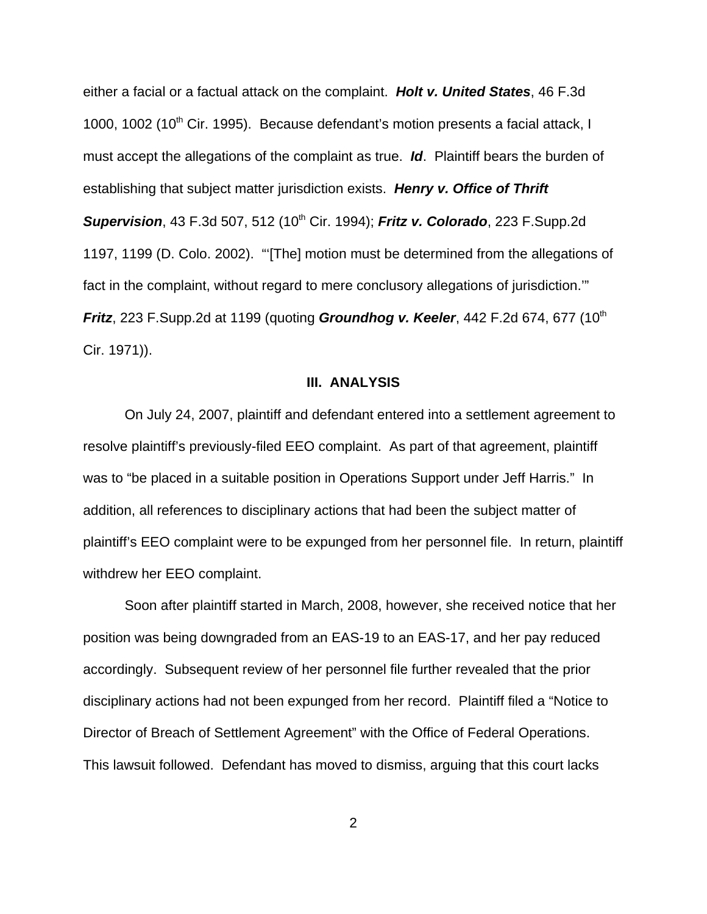either a facial or a factual attack on the complaint. ***Holt v. United States***, 46 F.3d 1000, 1002 (10th Cir. 1995). Because defendant's motion presents a facial attack, I must accept the allegations of the complaint as true. ***Id***. Plaintiff bears the burden of establishing that subject matter jurisdiction exists. ***Henry v. Office of Thrift Supervision***, 43 F.3d 507, 512 (10th Cir. 1994); ***Fritz v. Colorado***, 223 F.Supp.2d 1197, 1199 (D. Colo. 2002). "'[The] motion must be determined from the allegations of fact in the complaint, without regard to mere conclusory allegations of jurisdiction.'" ***Fritz***, 223 F.Supp.2d at 1199 (quoting ***Groundhog v. Keeler***, 442 F.2d 674, 677 (10th Cir. 1971)).

### III. ANALYSIS

On July 24, 2007, plaintiff and defendant entered into a settlement agreement to resolve plaintiff's previously-filed EEO complaint. As part of that agreement, plaintiff was to "be placed in a suitable position in Operations Support under Jeff Harris." In addition, all references to disciplinary actions that had been the subject matter of plaintiff's EEO complaint were to be expunged from her personnel file. In return, plaintiff withdrew her EEO complaint.

Soon after plaintiff started in March, 2008, however, she received notice that her position was being downgraded from an EAS-19 to an EAS-17, and her pay reduced accordingly. Subsequent review of her personnel file further revealed that the prior disciplinary actions had not been expunged from her record. Plaintiff filed a "Notice to Director of Breach of Settlement Agreement" with the Office of Federal Operations. This lawsuit followed. Defendant has moved to dismiss, arguing that this court lacks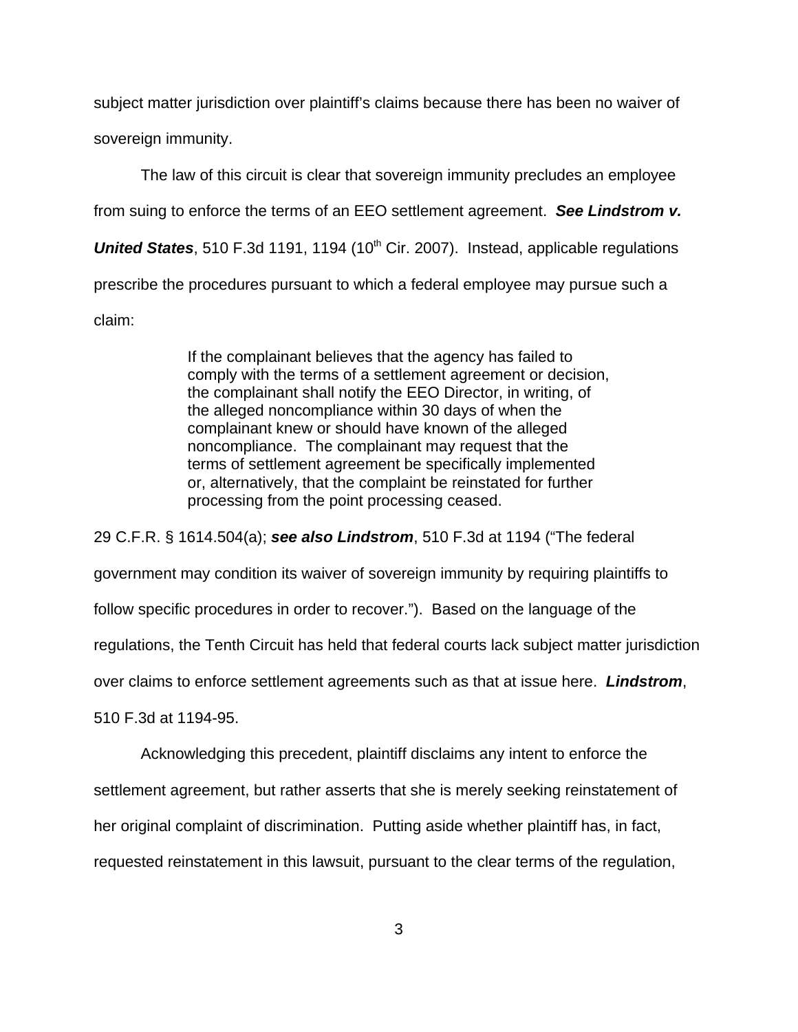subject matter jurisdiction over plaintiff's claims because there has been no waiver of sovereign immunity.

The law of this circuit is clear that sovereign immunity precludes an employee from suing to enforce the terms of an EEO settlement agreement. ***See Lindstrom v. United States***, 510 F.3d 1191, 1194 (10th Cir. 2007). Instead, applicable regulations prescribe the procedures pursuant to which a federal employee may pursue such a claim:

> If the complainant believes that the agency has failed to comply with the terms of a settlement agreement or decision, the complainant shall notify the EEO Director, in writing, of the alleged noncompliance within 30 days of when the complainant knew or should have known of the alleged noncompliance. The complainant may request that the terms of settlement agreement be specifically implemented or, alternatively, that the complaint be reinstated for further processing from the point processing ceased.

29 C.F.R. § 1614.504(a); ***see also Lindstrom***, 510 F.3d at 1194 ("The federal government may condition its waiver of sovereign immunity by requiring plaintiffs to follow specific procedures in order to recover."). Based on the language of the regulations, the Tenth Circuit has held that federal courts lack subject matter jurisdiction over claims to enforce settlement agreements such as that at issue here. ***Lindstrom***, 510 F.3d at 1194-95.

Acknowledging this precedent, plaintiff disclaims any intent to enforce the settlement agreement, but rather asserts that she is merely seeking reinstatement of her original complaint of discrimination. Putting aside whether plaintiff has, in fact, requested reinstatement in this lawsuit, pursuant to the clear terms of the regulation,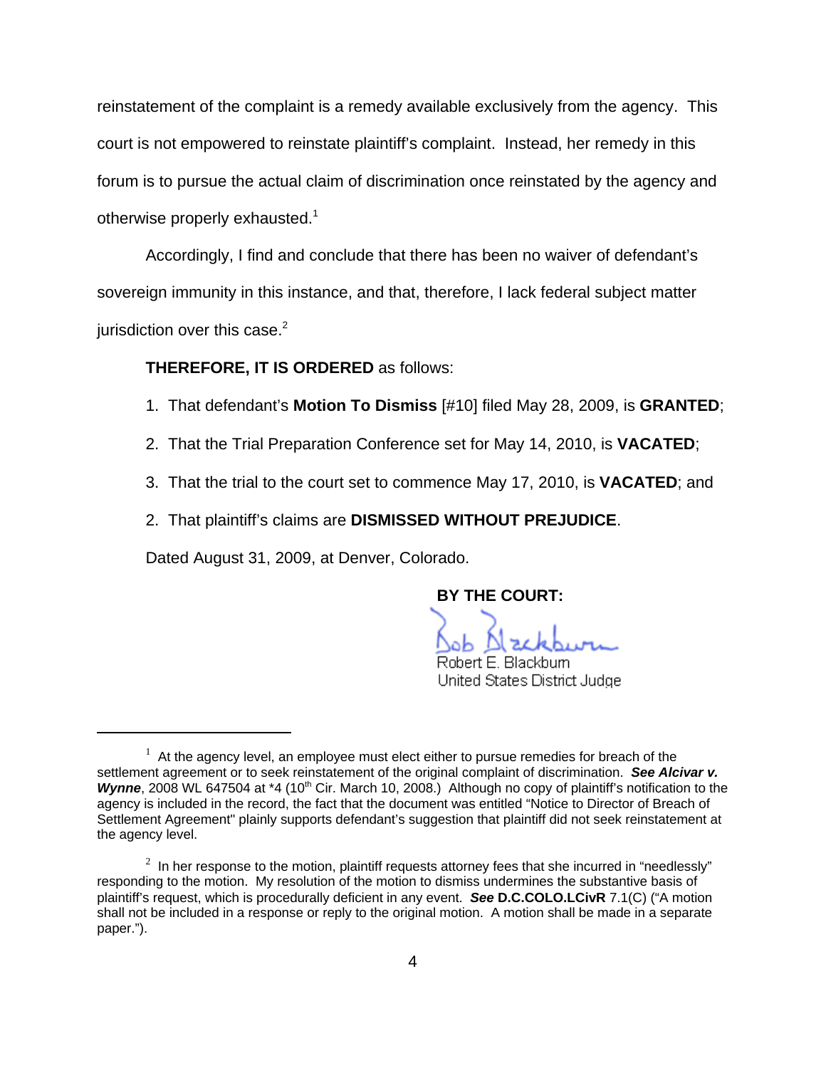reinstatement of the complaint is a remedy available exclusively from the agency. This court is not empowered to reinstate plaintiff's complaint. Instead, her remedy in this forum is to pursue the actual claim of discrimination once reinstated by the agency and otherwise properly exhausted.[1]

Accordingly, I find and conclude that there has been no waiver of defendant's sovereign immunity in this instance, and that, therefore, I lack federal subject matter jurisdiction over this case.[2]

**THEREFORE, IT IS ORDERED** as follows:

1. That defendant's **Motion To Dismiss** [#10] filed May 28, 2009, is **GRANTED**;
2. That the Trial Preparation Conference set for May 14, 2010, is **VACATED**;
3. That the trial to the court set to commence May 17, 2010, is **VACATED**; and
2. That plaintiff's claims are **DISMISSED WITHOUT PREJUDICE**.

Dated August 31, 2009, at Denver, Colorado.

**BY THE COURT:**

Robert E. Blackburn
United States District Judge

---

[1] At the agency level, an employee must elect either to pursue remedies for breach of the settlement agreement or to seek reinstatement of the original complaint of discrimination. ***See Alcivar v. Wynne***, 2008 WL 647504 at *4 (10th Cir. March 10, 2008.) Although no copy of plaintiff's notification to the agency is included in the record, the fact that the document was entitled "Notice to Director of Breach of Settlement Agreement" plainly supports defendant's suggestion that plaintiff did not seek reinstatement at the agency level.

[2] In her response to the motion, plaintiff requests attorney fees that she incurred in "needlessly" responding to the motion. My resolution of the motion to dismiss undermines the substantive basis of plaintiff's request, which is procedurally deficient in any event. ***See*** **D.C.COLO.LCivR** 7.1(C) ("A motion shall not be included in a response or reply to the original motion. A motion shall be made in a separate paper.").